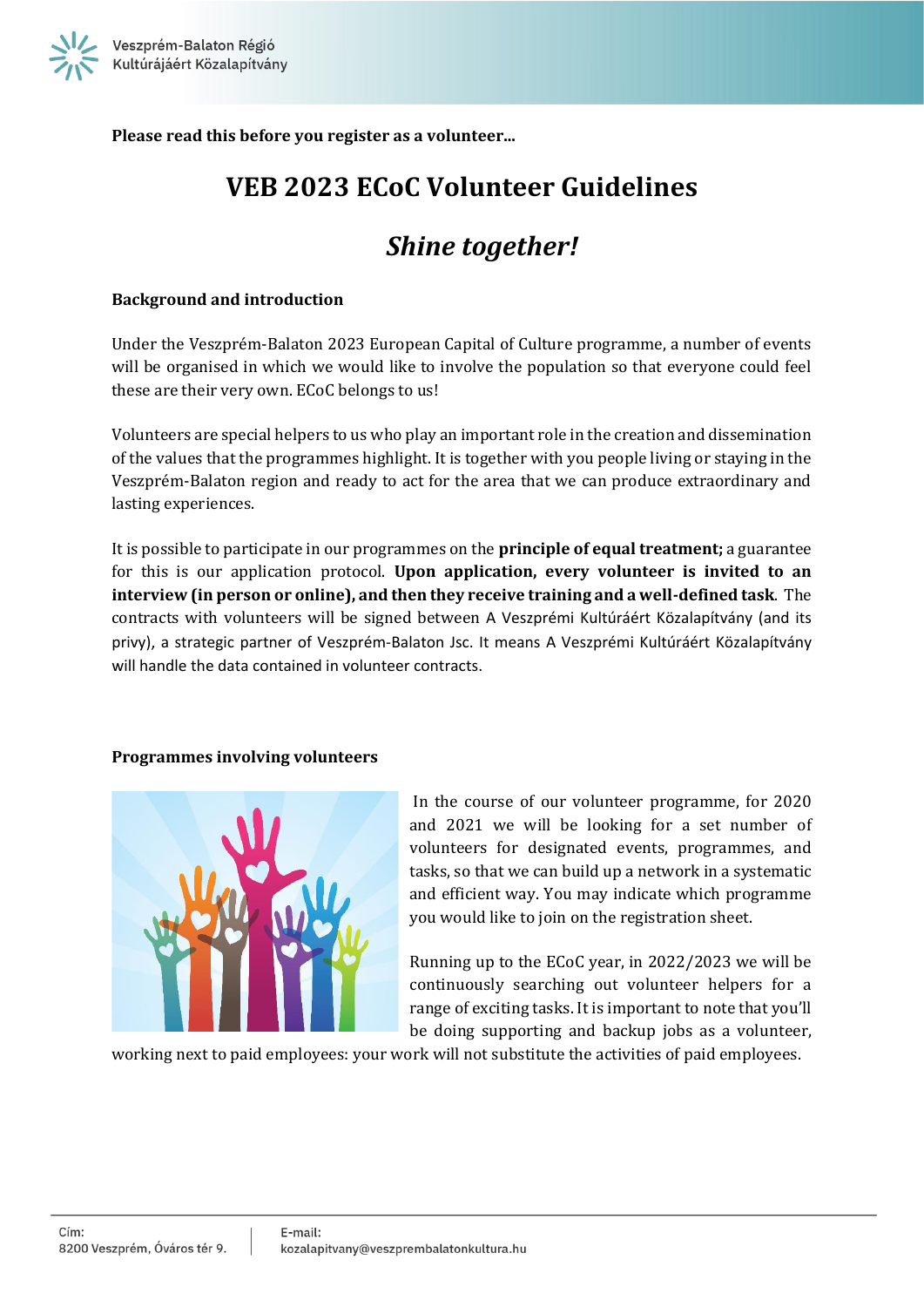Please read this before you register as a volunteer...

# VEB 2023 ECoC Volunteer Guidelines

## *Shine together!*

### Background and introduction

Under the Veszprém-Balaton 2023 European Capital of Culture programme, a number of events will be organised in which we would like to involve the population so that everyone could feel these are their very own. ECoC belongs to us!

Volunteers are special helpers to us who play an important role in the creation and dissemination of the values that the programmes highlight. It is together with you people living or staying in the Veszprém-Balaton region and ready to act for the area that we can produce extraordinary and lasting experiences.

It is possible to participate in our programmes on the **principle of equal treatment;** a guarantee for this is our application protocol. **Upon application, every volunteer is invited to an interview (in person or online), and then they receive training and a well-defined task**. The contracts with volunteers will be signed between A Veszprémi Kultúráért Közalapítvány (and its privy), a strategic partner of Veszprém-Balaton Jsc. It means A Veszprémi Kultúráért Közalapítvány will handle the data contained in volunteer contracts.

### Programmes involving volunteers

In the course of our volunteer programme, for 2020 and 2021 we will be looking for a set number of volunteers for designated events, programmes, and tasks, so that we can build up a network in a systematic and efficient way. You may indicate which programme you would like to join on the registration sheet.

Running up to the ECoC year, in 2022/2023 we will be continuously searching out volunteer helpers for a range of exciting tasks. It is important to note that you'll be doing supporting and backup jobs as a volunteer, working next to paid employees: your work will not substitute the activities of paid employees.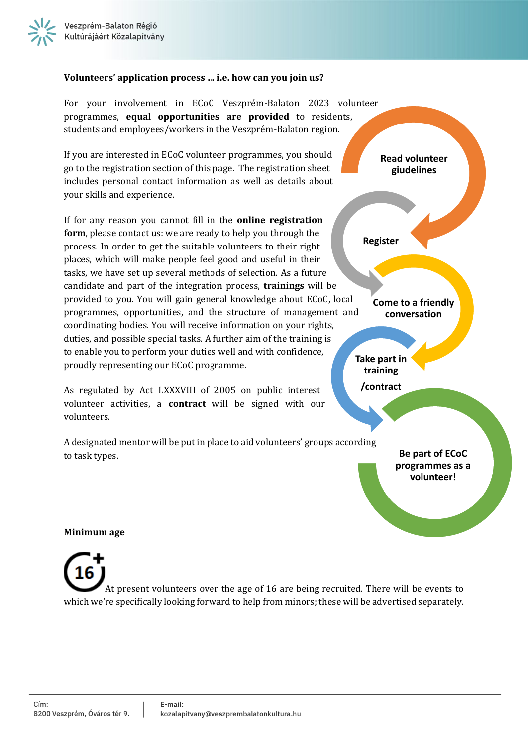**Volunteers' application process … i.e. how can you join us?**

For your involvement in ECoC Veszprém-Balaton 2023 volunteer programmes, **equal opportunities are provided** to residents, students and employees/workers in the Veszprém-Balaton region.

If you are interested in ECoC volunteer programmes, you should go to the registration section of this page. The registration sheet includes personal contact information as well as details about your skills and experience.

If for any reason you cannot fill in the **online registration form**, please contact us: we are ready to help you through the process. In order to get the suitable volunteers to their right places, which will make people feel good and useful in their tasks, we have set up several methods of selection. As a future candidate and part of the integration process, **trainings** will be provided to you. You will gain general knowledge about ECoC, local programmes, opportunities, and the structure of management and coordinating bodies. You will receive information on your rights, duties, and possible special tasks. A further aim of the training is to enable you to perform your duties well and with confidence, proudly representing our ECoC programme.

As regulated by Act LXXXVIII of 2005 on public interest volunteer activities, a **contract** will be signed with our volunteers.

A designated mentor will be put in place to aid volunteers' groups according to task types.

1. Read volunteer giudelines
2. Register
3. Come to a friendly conversation
4. Take part in training /contract
5. Be part of ECoC programmes as a volunteer!

**Minimum age**

16+ At present volunteers over the age of 16 are being recruited. There will be events to which we're specifically looking forward to help from minors; these will be advertised separately.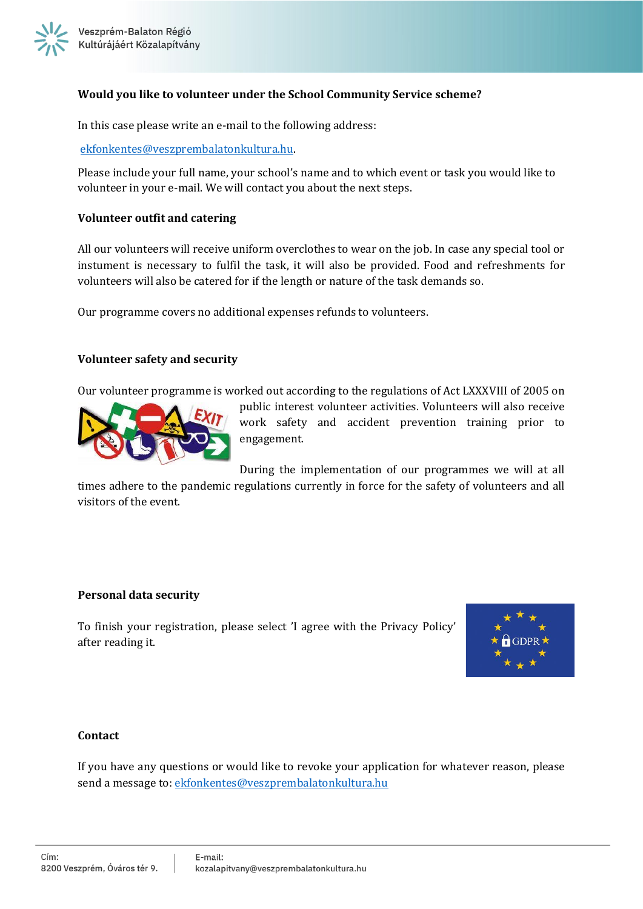**Would you like to volunteer under the School Community Service scheme?**

In this case please write an e-mail to the following address:

ekfonkentes@veszprembalatonkultura.hu.

Please include your full name, your school's name and to which event or task you would like to volunteer in your e-mail. We will contact you about the next steps.

**Volunteer outfit and catering**

All our volunteers will receive uniform overclothes to wear on the job. In case any special tool or instument is necessary to fulfil the task, it will also be provided. Food and refreshments for volunteers will also be catered for if the length or nature of the task demands so.

Our programme covers no additional expenses refunds to volunteers.

**Volunteer safety and security**

Our volunteer programme is worked out according to the regulations of Act LXXXVIII of 2005 on public interest volunteer activities. Volunteers will also receive work safety and accident prevention training prior to engagement.

During the implementation of our programmes we will at all times adhere to the pandemic regulations currently in force for the safety of volunteers and all visitors of the event.

**Personal data security**

To finish your registration, please select 'I agree with the Privacy Policy' after reading it.

**Contact**

If you have any questions or would like to revoke your application for whatever reason, please send a message to: ekfonkentes@veszprembalatonkultura.hu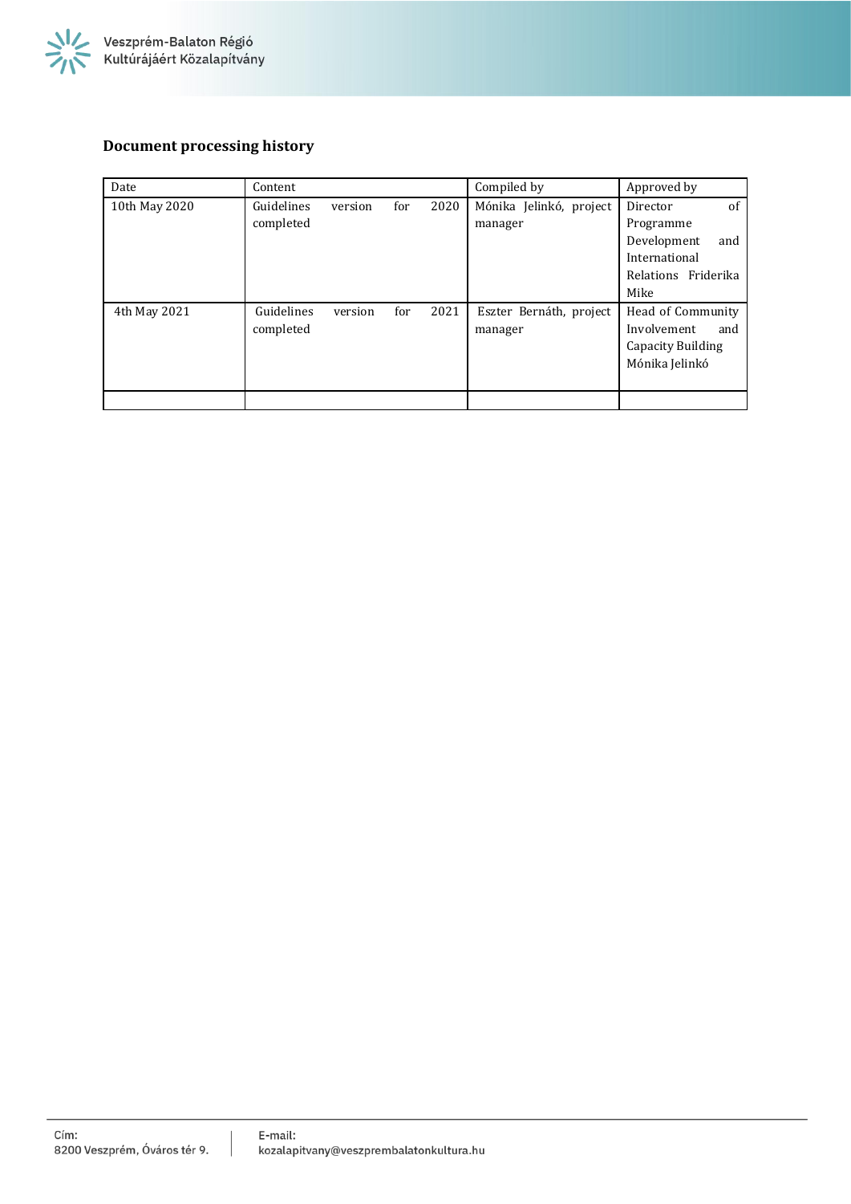### Document processing history

| Date | Content | Compiled by | Approved by |
|---|---|---|---|
| 10th May 2020 | Guidelines version for 2020 completed | Mónika Jelinkó, project manager | Director of Programme Development and International Relations Friderika Mike |
| 4th May 2021 | Guidelines version for 2021 completed | Eszter Bernáth, project manager | Head of Community Involvement and Capacity Building Mónika Jelinkó |
| | | | |